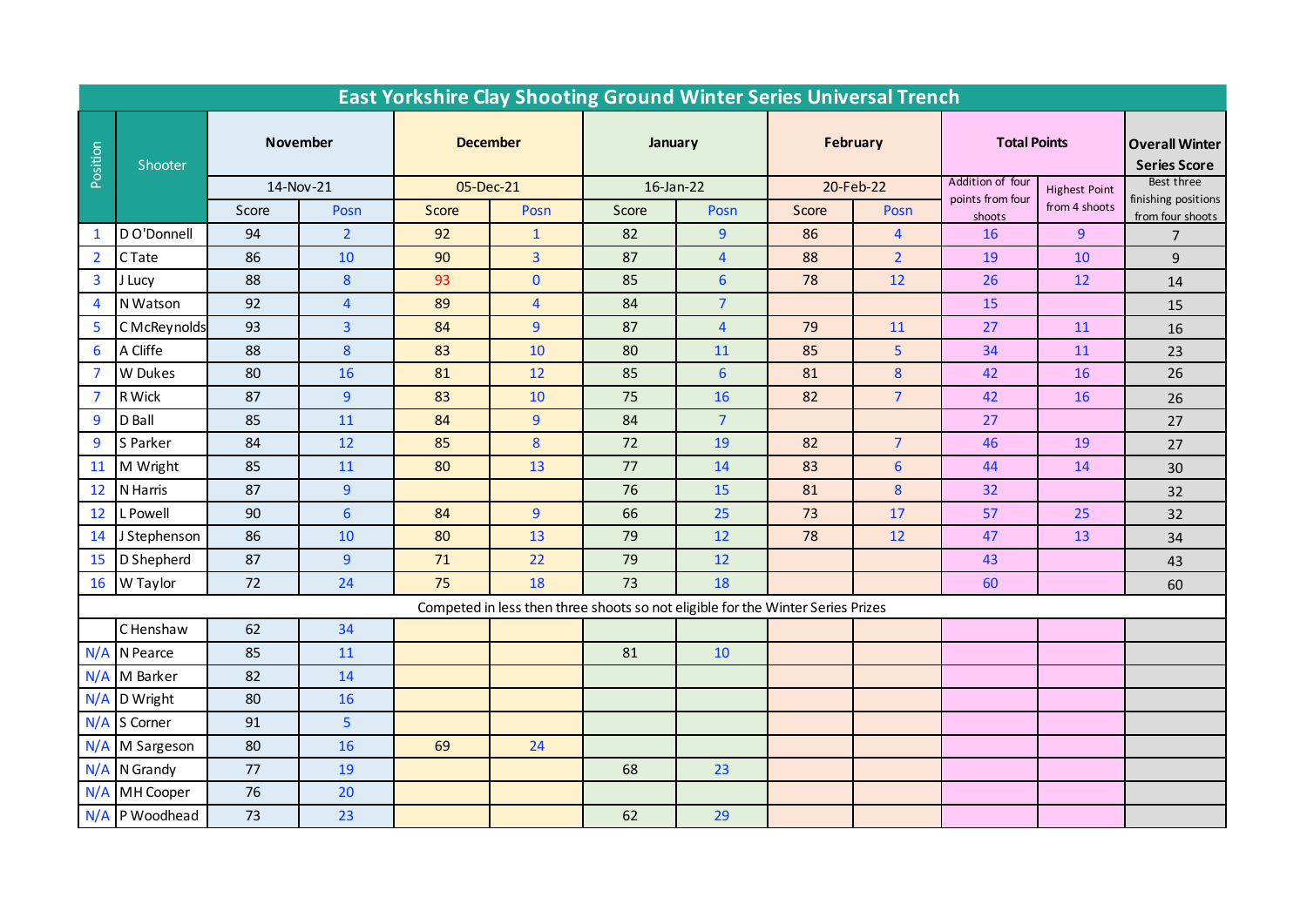# East Yorkshire Clay Shooting Ground Winter Series Universal Trench

| Position | Shooter | November | | December | | January | | February | | Total Points | | Overall Winter Series Score |
|---|---|---|---|---|---|---|---|---|---|---|---|---|
| | | 14-Nov-21 | | 05-Dec-21 | | 16-Jan-22 | | 20-Feb-22 | | Addition of four points from four shoots | Highest Point from 4 shoots | Best three finishing positions from four shoots |
| | | Score | Posn | Score | Posn | Score | Posn | Score | Posn | | | |
| 1 | D O'Donnell | 94 | 2 | 92 | 1 | 82 | 9 | 86 | 4 | 16 | 9 | 7 |
| 2 | C Tate | 86 | 10 | 90 | 3 | 87 | 4 | 88 | 2 | 19 | 10 | 9 |
| 3 | J Lucy | 88 | 8 | 93 | 0 | 85 | 6 | 78 | 12 | 26 | 12 | 14 |
| 4 | N Watson | 92 | 4 | 89 | 4 | 84 | 7 | | | 15 | | 15 |
| 5 | C McReynolds | 93 | 3 | 84 | 9 | 87 | 4 | 79 | 11 | 27 | 11 | 16 |
| 6 | A Cliffe | 88 | 8 | 83 | 10 | 80 | 11 | 85 | 5 | 34 | 11 | 23 |
| 7 | W Dukes | 80 | 16 | 81 | 12 | 85 | 6 | 81 | 8 | 42 | 16 | 26 |
| 7 | R Wick | 87 | 9 | 83 | 10 | 75 | 16 | 82 | 7 | 42 | 16 | 26 |
| 9 | D Ball | 85 | 11 | 84 | 9 | 84 | 7 | | | 27 | | 27 |
| 9 | S Parker | 84 | 12 | 85 | 8 | 72 | 19 | 82 | 7 | 46 | 19 | 27 |
| 11 | M Wright | 85 | 11 | 80 | 13 | 77 | 14 | 83 | 6 | 44 | 14 | 30 |
| 12 | N Harris | 87 | 9 | | | 76 | 15 | 81 | 8 | 32 | | 32 |
| 12 | L Powell | 90 | 6 | 84 | 9 | 66 | 25 | 73 | 17 | 57 | 25 | 32 |
| 14 | J Stephenson | 86 | 10 | 80 | 13 | 79 | 12 | 78 | 12 | 47 | 13 | 34 |
| 15 | D Shepherd | 87 | 9 | 71 | 22 | 79 | 12 | | | 43 | | 43 |
| 16 | W Taylor | 72 | 24 | 75 | 18 | 73 | 18 | | | 60 | | 60 |
| Competed in less then three shoots so not eligible for the Winter Series Prizes | | | | | | | | | | | | |
| | C Henshaw | 62 | 34 | | | | | | | | | |
| N/A | N Pearce | 85 | 11 | | | 81 | 10 | | | | | |
| N/A | M Barker | 82 | 14 | | | | | | | | | |
| N/A | D Wright | 80 | 16 | | | | | | | | | |
| N/A | S Corner | 91 | 5 | | | | | | | | | |
| N/A | M Sargeson | 80 | 16 | 69 | 24 | | | | | | | |
| N/A | N Grandy | 77 | 19 | | | 68 | 23 | | | | | |
| N/A | MH Cooper | 76 | 20 | | | | | | | | | |
| N/A | P Woodhead | 73 | 23 | | | 62 | 29 | | | | | |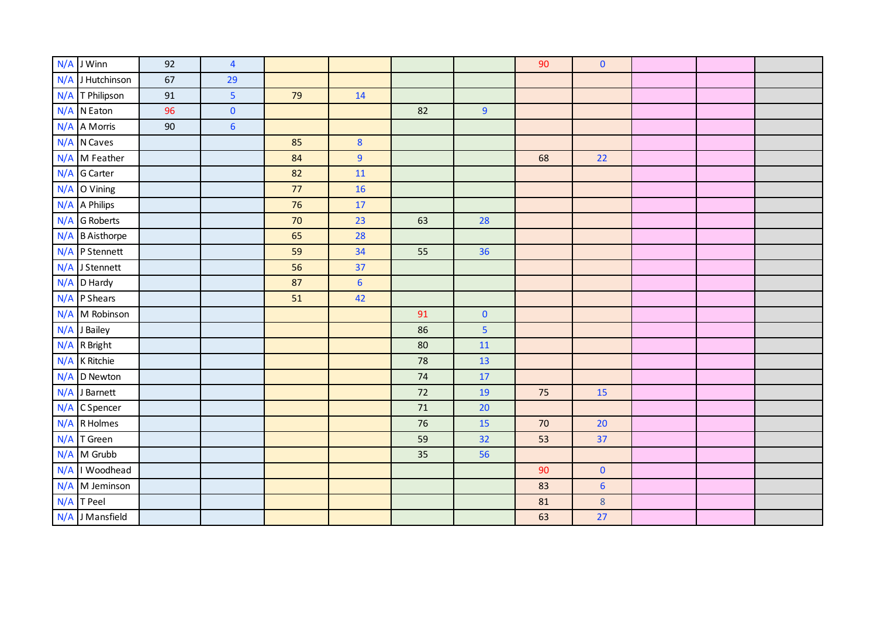| | | | | | | | | | | | | | |
|---|---|---|---|---|---|---|---|---|---|---|---|---|---|
| N/A | J Winn | 92 | 4 | | | | | 90 | 0 | | | |
| N/A | J Hutchinson | 67 | 29 | | | | | | | | | |
| N/A | T Philipson | 91 | 5 | 79 | 14 | | | | | | | |
| N/A | N Eaton | 96 | 0 | | | 82 | 9 | | | | | |
| N/A | A Morris | 90 | 6 | | | | | | | | | |
| N/A | N Caves | | | 85 | 8 | | | | | | | |
| N/A | M Feather | | | 84 | 9 | | | 68 | 22 | | | |
| N/A | G Carter | | | 82 | 11 | | | | | | | |
| N/A | O Vining | | | 77 | 16 | | | | | | | |
| N/A | A Philips | | | 76 | 17 | | | | | | | |
| N/A | G Roberts | | | 70 | 23 | 63 | 28 | | | | | |
| N/A | B Aisthorpe | | | 65 | 28 | | | | | | | |
| N/A | P Stennett | | | 59 | 34 | 55 | 36 | | | | | |
| N/A | J Stennett | | | 56 | 37 | | | | | | | |
| N/A | D Hardy | | | 87 | 6 | | | | | | | |
| N/A | P Shears | | | 51 | 42 | | | | | | | |
| N/A | M Robinson | | | | | 91 | 0 | | | | | |
| N/A | J Bailey | | | | | 86 | 5 | | | | | |
| N/A | R Bright | | | | | 80 | 11 | | | | | |
| N/A | K Ritchie | | | | | 78 | 13 | | | | | |
| N/A | D Newton | | | | | 74 | 17 | | | | | |
| N/A | J Barnett | | | | | 72 | 19 | 75 | 15 | | | |
| N/A | C Spencer | | | | | 71 | 20 | | | | | |
| N/A | R Holmes | | | | | 76 | 15 | 70 | 20 | | | |
| N/A | T Green | | | | | 59 | 32 | 53 | 37 | | | |
| N/A | M Grubb | | | | | 35 | 56 | | | | | |
| N/A | I Woodhead | | | | | | | 90 | 0 | | | |
| N/A | M Jeminson | | | | | | | 83 | 6 | | | |
| N/A | T Peel | | | | | | | 81 | 8 | | | |
| N/A | J Mansfield | | | | | | | 63 | 27 | | | |